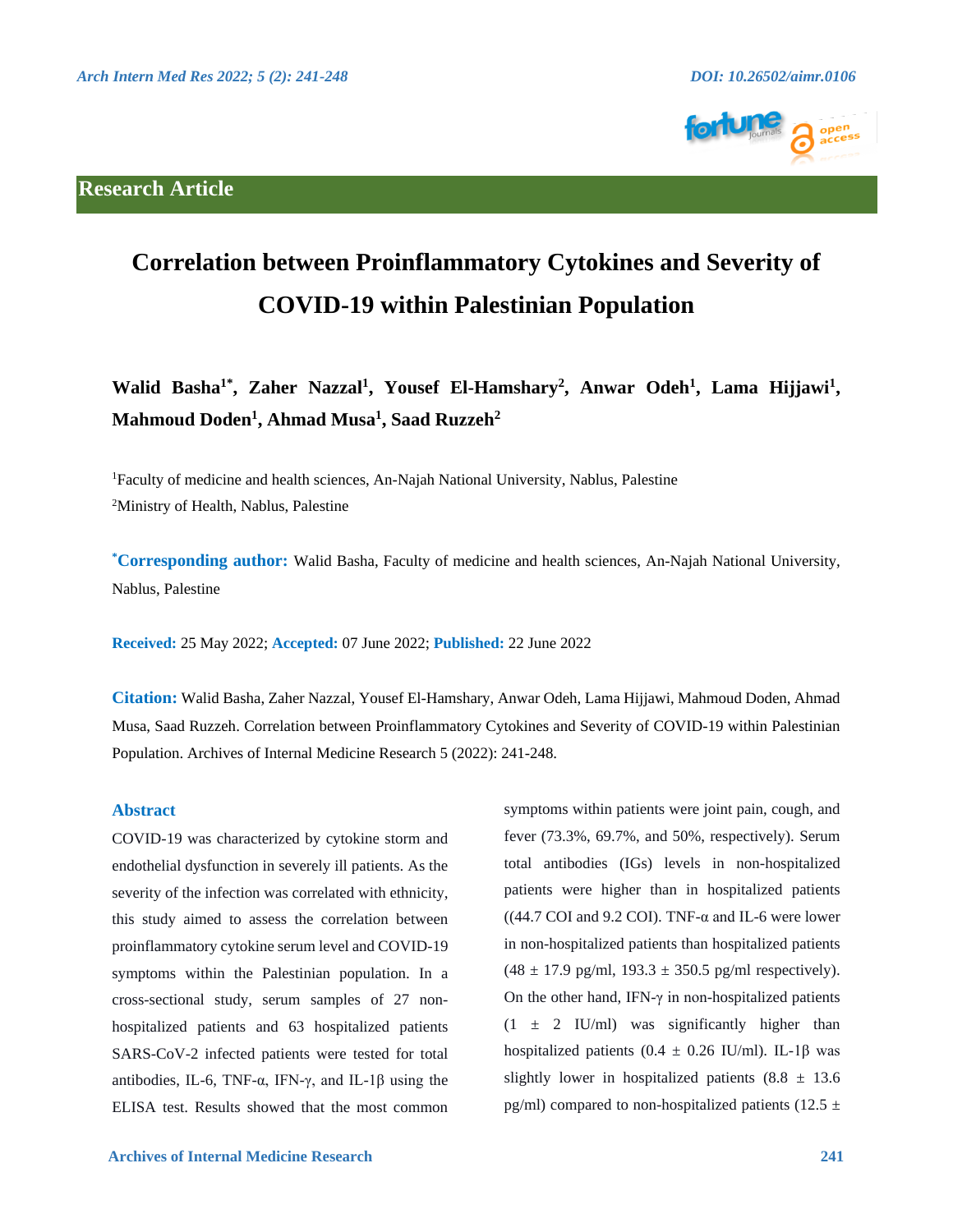## Research Article

# Correlation between Proinflammatory Cytokines and Severity of COVID-19 within Palestinian Population

**Walid Basha[1*], Zaher Nazzal[1], Yousef El-Hamshary[2], Anwar Odeh[1], Lama Hijjawi[1], Mahmoud Doden[1], Ahmad Musa[1], Saad Ruzzeh[2]**

[1]Faculty of medicine and health sciences, An-Najah National University, Nablus, Palestine

[2]Ministry of Health, Nablus, Palestine

**[*]Corresponding author:** Walid Basha, Faculty of medicine and health sciences, An-Najah National University, Nablus, Palestine

**Received:** 25 May 2022; **Accepted:** 07 June 2022; **Published:** 22 June 2022

**Citation:** Walid Basha, Zaher Nazzal, Yousef El-Hamshary, Anwar Odeh, Lama Hijjawi, Mahmoud Doden, Ahmad Musa, Saad Ruzzeh. Correlation between Proinflammatory Cytokines and Severity of COVID-19 within Palestinian Population. Archives of Internal Medicine Research 5 (2022): 241-248.

## Abstract

COVID-19 was characterized by cytokine storm and endothelial dysfunction in severely ill patients. As the severity of the infection was correlated with ethnicity, this study aimed to assess the correlation between proinflammatory cytokine serum level and COVID-19 symptoms within the Palestinian population. In a cross-sectional study, serum samples of 27 non-hospitalized patients and 63 hospitalized patients SARS-CoV-2 infected patients were tested for total antibodies, IL-6, TNF-α, IFN-γ, and IL-1β using the ELISA test. Results showed that the most common symptoms within patients were joint pain, cough, and fever (73.3%, 69.7%, and 50%, respectively). Serum total antibodies (IGs) levels in non-hospitalized patients were higher than in hospitalized patients ((44.7 COI and 9.2 COI). TNF-α and IL-6 were lower in non-hospitalized patients than hospitalized patients (48 ± 17.9 pg/ml, 193.3 ± 350.5 pg/ml respectively). On the other hand, IFN-γ in non-hospitalized patients (1 ± 2 IU/ml) was significantly higher than hospitalized patients (0.4 ± 0.26 IU/ml). IL-1β was slightly lower in hospitalized patients (8.8 ± 13.6 pg/ml) compared to non-hospitalized patients (12.5 ±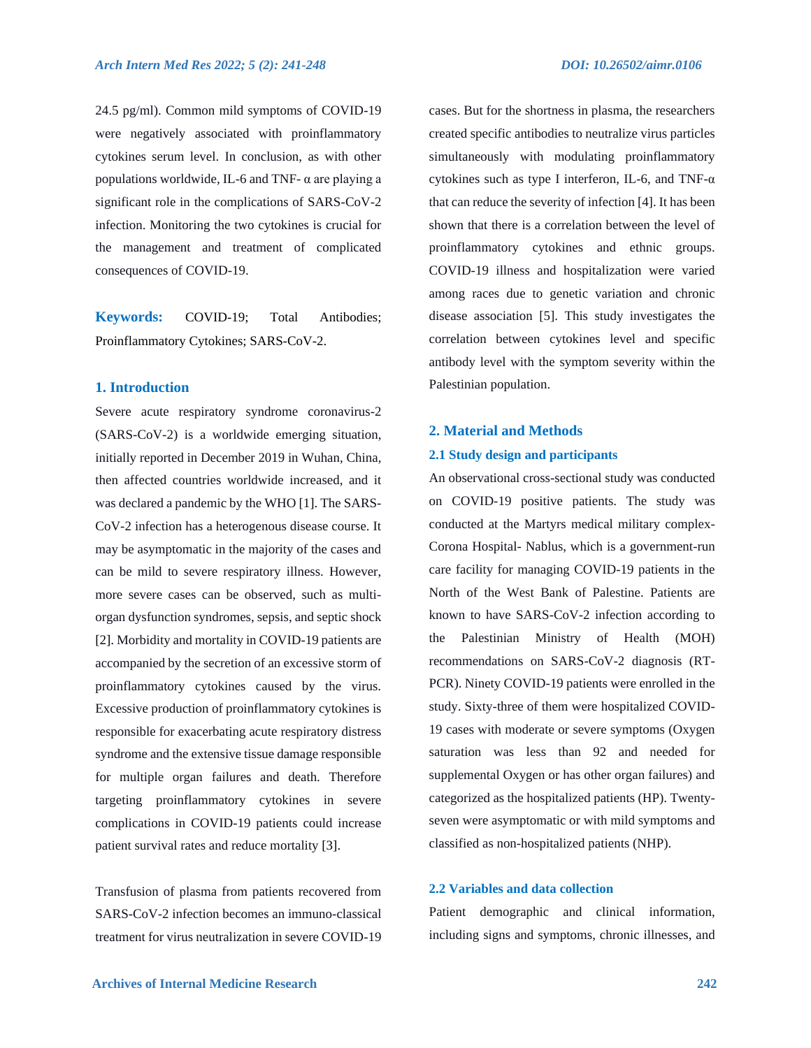24.5 pg/ml). Common mild symptoms of COVID-19 were negatively associated with proinflammatory cytokines serum level. In conclusion, as with other populations worldwide, IL-6 and TNF- α are playing a significant role in the complications of SARS-CoV-2 infection. Monitoring the two cytokines is crucial for the management and treatment of complicated consequences of COVID-19.

**Keywords:** COVID-19; Total Antibodies; Proinflammatory Cytokines; SARS-CoV-2.

## 1. Introduction

Severe acute respiratory syndrome coronavirus-2 (SARS-CoV-2) is a worldwide emerging situation, initially reported in December 2019 in Wuhan, China, then affected countries worldwide increased, and it was declared a pandemic by the WHO [1]. The SARS-CoV-2 infection has a heterogenous disease course. It may be asymptomatic in the majority of the cases and can be mild to severe respiratory illness. However, more severe cases can be observed, such as multi-organ dysfunction syndromes, sepsis, and septic shock [2]. Morbidity and mortality in COVID-19 patients are accompanied by the secretion of an excessive storm of proinflammatory cytokines caused by the virus. Excessive production of proinflammatory cytokines is responsible for exacerbating acute respiratory distress syndrome and the extensive tissue damage responsible for multiple organ failures and death. Therefore targeting proinflammatory cytokines in severe complications in COVID-19 patients could increase patient survival rates and reduce mortality [3].

Transfusion of plasma from patients recovered from SARS-CoV-2 infection becomes an immuno-classical treatment for virus neutralization in severe COVID-19 cases. But for the shortness in plasma, the researchers created specific antibodies to neutralize virus particles simultaneously with modulating proinflammatory cytokines such as type I interferon, IL-6, and TNF-α that can reduce the severity of infection [4]. It has been shown that there is a correlation between the level of proinflammatory cytokines and ethnic groups. COVID-19 illness and hospitalization were varied among races due to genetic variation and chronic disease association [5]. This study investigates the correlation between cytokines level and specific antibody level with the symptom severity within the Palestinian population.

## 2. Material and Methods

### 2.1 Study design and participants

An observational cross-sectional study was conducted on COVID-19 positive patients. The study was conducted at the Martyrs medical military complex-Corona Hospital- Nablus, which is a government-run care facility for managing COVID-19 patients in the North of the West Bank of Palestine. Patients are known to have SARS-CoV-2 infection according to the Palestinian Ministry of Health (MOH) recommendations on SARS-CoV-2 diagnosis (RT-PCR). Ninety COVID-19 patients were enrolled in the study. Sixty-three of them were hospitalized COVID-19 cases with moderate or severe symptoms (Oxygen saturation was less than 92 and needed for supplemental Oxygen or has other organ failures) and categorized as the hospitalized patients (HP). Twenty-seven were asymptomatic or with mild symptoms and classified as non-hospitalized patients (NHP).

### 2.2 Variables and data collection

Patient demographic and clinical information, including signs and symptoms, chronic illnesses, and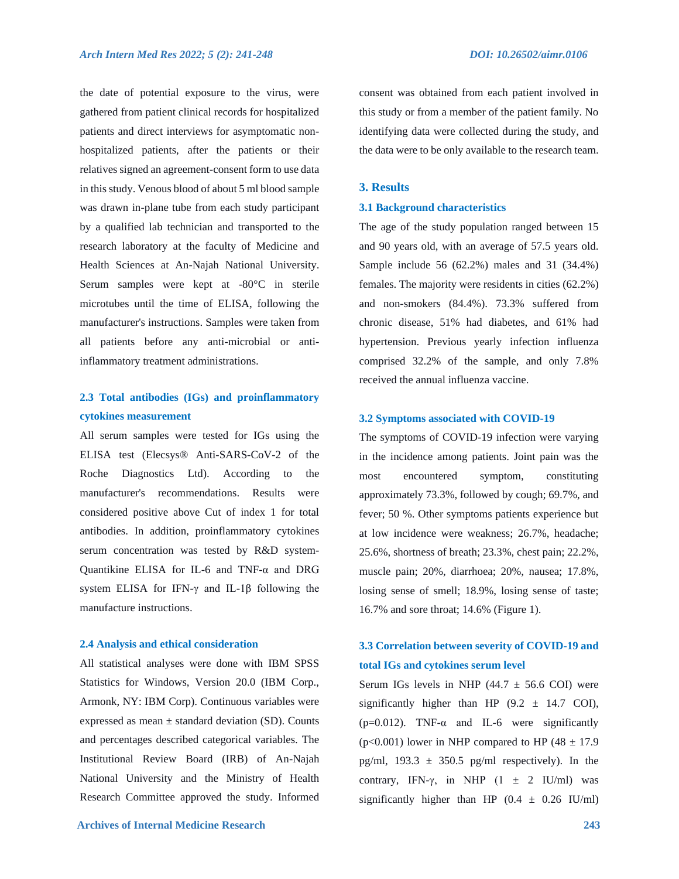the date of potential exposure to the virus, were gathered from patient clinical records for hospitalized patients and direct interviews for asymptomatic non-hospitalized patients, after the patients or their relatives signed an agreement-consent form to use data in this study. Venous blood of about 5 ml blood sample was drawn in-plane tube from each study participant by a qualified lab technician and transported to the research laboratory at the faculty of Medicine and Health Sciences at An-Najah National University. Serum samples were kept at -80°C in sterile microtubes until the time of ELISA, following the manufacturer's instructions. Samples were taken from all patients before any anti-microbial or anti-inflammatory treatment administrations.

### 2.3 Total antibodies (IGs) and proinflammatory cytokines measurement

All serum samples were tested for IGs using the ELISA test (Elecsys® Anti-SARS-CoV-2 of the Roche Diagnostics Ltd). According to the manufacturer's recommendations. Results were considered positive above Cut of index 1 for total antibodies. In addition, proinflammatory cytokines serum concentration was tested by R&D system-Quantikine ELISA for IL-6 and TNF-α and DRG system ELISA for IFN-γ and IL-1β following the manufacture instructions.

### 2.4 Analysis and ethical consideration

All statistical analyses were done with IBM SPSS Statistics for Windows, Version 20.0 (IBM Corp., Armonk, NY: IBM Corp). Continuous variables were expressed as mean ± standard deviation (SD). Counts and percentages described categorical variables. The Institutional Review Board (IRB) of An-Najah National University and the Ministry of Health Research Committee approved the study. Informed consent was obtained from each patient involved in this study or from a member of the patient family. No identifying data were collected during the study, and the data were to be only available to the research team.

## 3. Results

### 3.1 Background characteristics

The age of the study population ranged between 15 and 90 years old, with an average of 57.5 years old. Sample include 56 (62.2%) males and 31 (34.4%) females. The majority were residents in cities (62.2%) and non-smokers (84.4%). 73.3% suffered from chronic disease, 51% had diabetes, and 61% had hypertension. Previous yearly infection influenza comprised 32.2% of the sample, and only 7.8% received the annual influenza vaccine.

### 3.2 Symptoms associated with COVID-19

The symptoms of COVID-19 infection were varying in the incidence among patients. Joint pain was the most encountered symptom, constituting approximately 73.3%, followed by cough; 69.7%, and fever; 50 %. Other symptoms patients experience but at low incidence were weakness; 26.7%, headache; 25.6%, shortness of breath; 23.3%, chest pain; 22.2%, muscle pain; 20%, diarrhoea; 20%, nausea; 17.8%, losing sense of smell; 18.9%, losing sense of taste; 16.7% and sore throat; 14.6% (Figure 1).

### 3.3 Correlation between severity of COVID-19 and total IGs and cytokines serum level

Serum IGs levels in NHP (44.7 ± 56.6 COI) were significantly higher than HP (9.2 ± 14.7 COI), ($p=0.012$). TNF-α and IL-6 were significantly ($p<0.001$) lower in NHP compared to HP (48 ± 17.9 pg/ml, 193.3 ± 350.5 pg/ml respectively). In the contrary, IFN-γ, in NHP (1 ± 2 IU/ml) was significantly higher than HP (0.4 ± 0.26 IU/ml)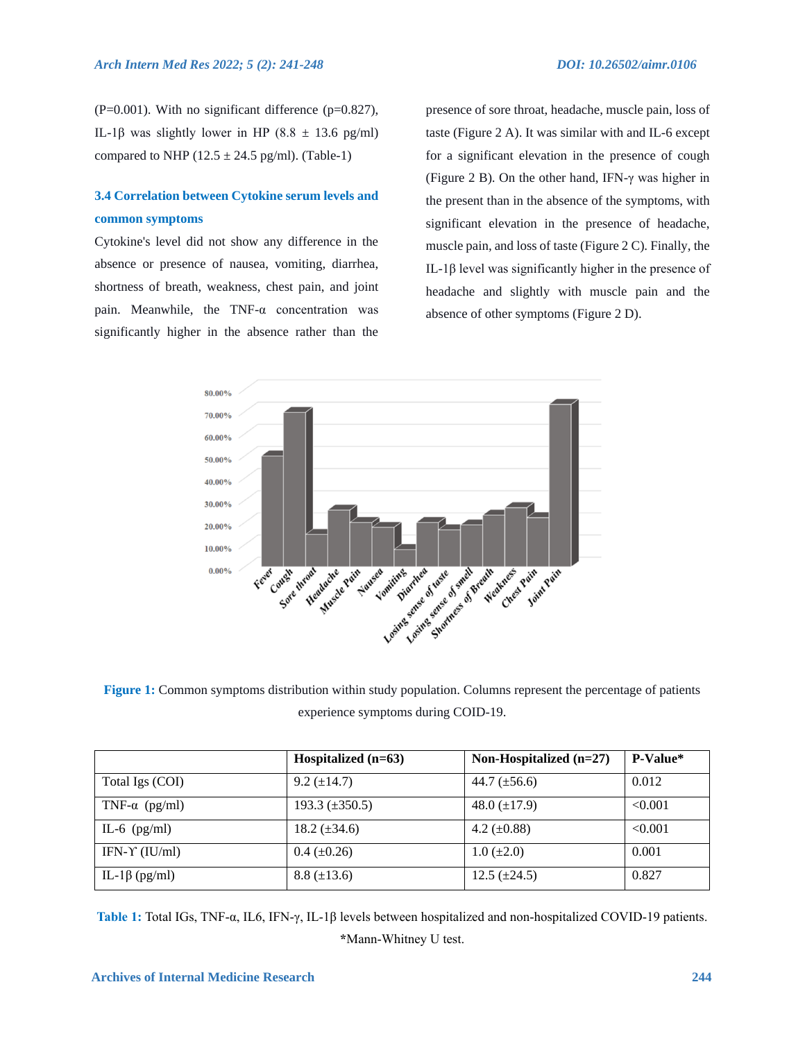(P=0.001). With no significant difference (p=0.827), IL-1β was slightly lower in HP (8.8 ± 13.6 pg/ml) compared to NHP (12.5 ± 24.5 pg/ml). (Table-1)

### 3.4 Correlation between Cytokine serum levels and common symptoms

Cytokine's level did not show any difference in the absence or presence of nausea, vomiting, diarrhea, shortness of breath, weakness, chest pain, and joint pain. Meanwhile, the TNF-α concentration was significantly higher in the absence rather than the presence of sore throat, headache, muscle pain, loss of taste (Figure 2 A). It was similar with and IL-6 except for a significant elevation in the presence of cough (Figure 2 B). On the other hand, IFN-γ was higher in the present than in the absence of the symptoms, with significant elevation in the presence of headache, muscle pain, and loss of taste (Figure 2 C). Finally, the IL-1β level was significantly higher in the presence of headache and slightly with muscle pain and the absence of other symptoms (Figure 2 D).

**Figure 1:** Common symptoms distribution within study population. Columns represent the percentage of patients experience symptoms during COID-19.

| | Hospitalized (n=63) | Non-Hospitalized (n=27) | P-Value* |
|---|---|---|---|
| Total Igs (COI) | 9.2 (±14.7) | 44.7 (±56.6) | 0.012 |
| TNF-α (pg/ml) | 193.3 (±350.5) | 48.0 (±17.9) | <0.001 |
| IL-6 (pg/ml) | 18.2 (±34.6) | 4.2 (±0.88) | <0.001 |
| IFN-ϒ (IU/ml) | 0.4 (±0.26) | 1.0 (±2.0) | 0.001 |
| IL-1β (pg/ml) | 8.8 (±13.6) | 12.5 (±24.5) | 0.827 |

**Table 1:** Total IGs, TNF-α, IL6, IFN-γ, IL-1β levels between hospitalized and non-hospitalized COVID-19 patients. *Mann-Whitney U test.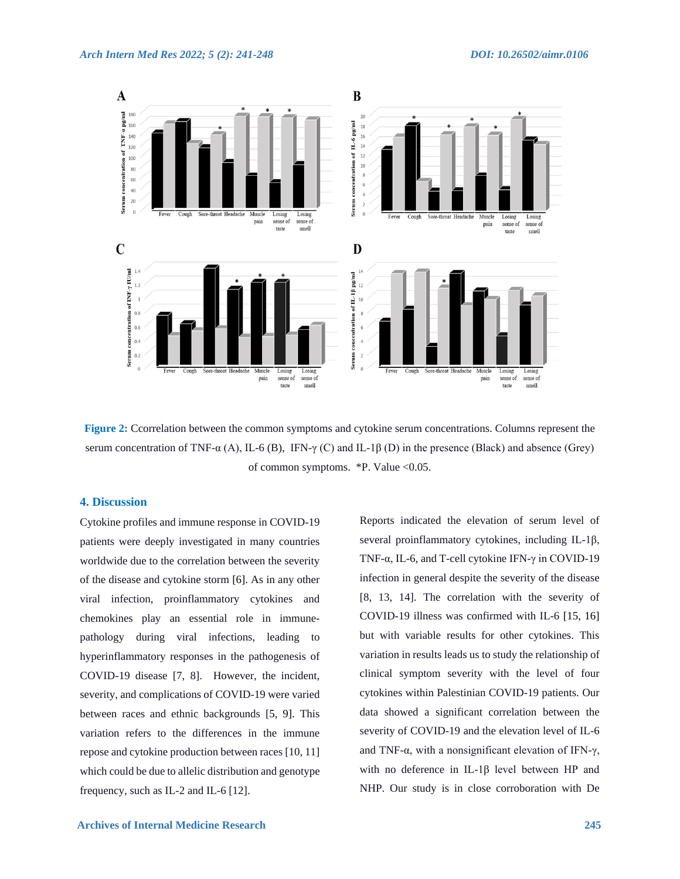**Figure 2:** Ccorrelation between the common symptoms and cytokine serum concentrations. Columns represent the serum concentration of TNF-α (A), IL-6 (B), IFN-γ (C) and IL-1β (D) in the presence (Black) and absence (Grey) of common symptoms. *P. Value <0.05.

## 4. Discussion

Cytokine profiles and immune response in COVID-19 patients were deeply investigated in many countries worldwide due to the correlation between the severity of the disease and cytokine storm [6]. As in any other viral infection, proinflammatory cytokines and chemokines play an essential role in immune-pathology during viral infections, leading to hyperinflammatory responses in the pathogenesis of COVID-19 disease [7, 8]. However, the incident, severity, and complications of COVID-19 were varied between races and ethnic backgrounds [5, 9]. This variation refers to the differences in the immune repose and cytokine production between races [10, 11] which could be due to allelic distribution and genotype frequency, such as IL-2 and IL-6 [12].

Reports indicated the elevation of serum level of several proinflammatory cytokines, including IL-1β, TNF-α, IL-6, and T-cell cytokine IFN-γ in COVID-19 infection in general despite the severity of the disease [8, 13, 14]. The correlation with the severity of COVID-19 illness was confirmed with IL-6 [15, 16] but with variable results for other cytokines. This variation in results leads us to study the relationship of clinical symptom severity with the level of four cytokines within Palestinian COVID-19 patients. Our data showed a significant correlation between the severity of COVID-19 and the elevation level of IL-6 and TNF-α, with a nonsignificant elevation of IFN-γ, with no deference in IL-1β level between HP and NHP. Our study is in close corroboration with De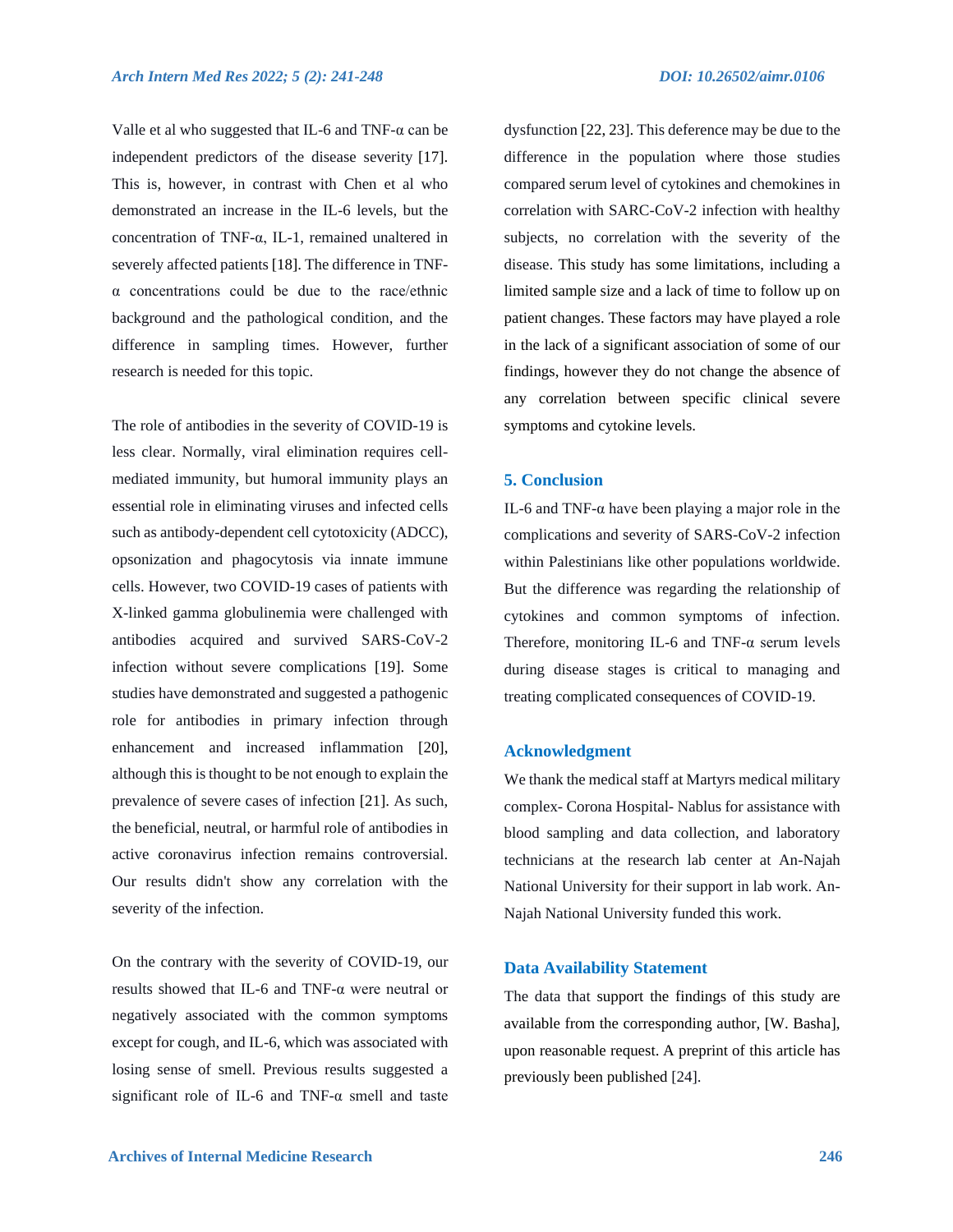Valle et al who suggested that IL-6 and TNF-α can be independent predictors of the disease severity [17]. This is, however, in contrast with Chen et al who demonstrated an increase in the IL-6 levels, but the concentration of TNF-α, IL-1, remained unaltered in severely affected patients [18]. The difference in TNF-α concentrations could be due to the race/ethnic background and the pathological condition, and the difference in sampling times. However, further research is needed for this topic.

The role of antibodies in the severity of COVID-19 is less clear. Normally, viral elimination requires cell-mediated immunity, but humoral immunity plays an essential role in eliminating viruses and infected cells such as antibody-dependent cell cytotoxicity (ADCC), opsonization and phagocytosis via innate immune cells. However, two COVID-19 cases of patients with X-linked gamma globulinemia were challenged with antibodies acquired and survived SARS-CoV-2 infection without severe complications [19]. Some studies have demonstrated and suggested a pathogenic role for antibodies in primary infection through enhancement and increased inflammation [20], although this is thought to be not enough to explain the prevalence of severe cases of infection [21]. As such, the beneficial, neutral, or harmful role of antibodies in active coronavirus infection remains controversial. Our results didn't show any correlation with the severity of the infection.

On the contrary with the severity of COVID-19, our results showed that IL-6 and TNF-α were neutral or negatively associated with the common symptoms except for cough, and IL-6, which was associated with losing sense of smell. Previous results suggested a significant role of IL-6 and TNF-α smell and taste dysfunction [22, 23]. This deference may be due to the difference in the population where those studies compared serum level of cytokines and chemokines in correlation with SARC-CoV-2 infection with healthy subjects, no correlation with the severity of the disease. This study has some limitations, including a limited sample size and a lack of time to follow up on patient changes. These factors may have played a role in the lack of a significant association of some of our findings, however they do not change the absence of any correlation between specific clinical severe symptoms and cytokine levels.

## 5. Conclusion

IL-6 and TNF-α have been playing a major role in the complications and severity of SARS-CoV-2 infection within Palestinians like other populations worldwide. But the difference was regarding the relationship of cytokines and common symptoms of infection. Therefore, monitoring IL-6 and TNF-α serum levels during disease stages is critical to managing and treating complicated consequences of COVID-19.

## Acknowledgment

We thank the medical staff at Martyrs medical military complex- Corona Hospital- Nablus for assistance with blood sampling and data collection, and laboratory technicians at the research lab center at An-Najah National University for their support in lab work. An-Najah National University funded this work.

## Data Availability Statement

The data that support the findings of this study are available from the corresponding author, [W. Basha], upon reasonable request. A preprint of this article has previously been published [24].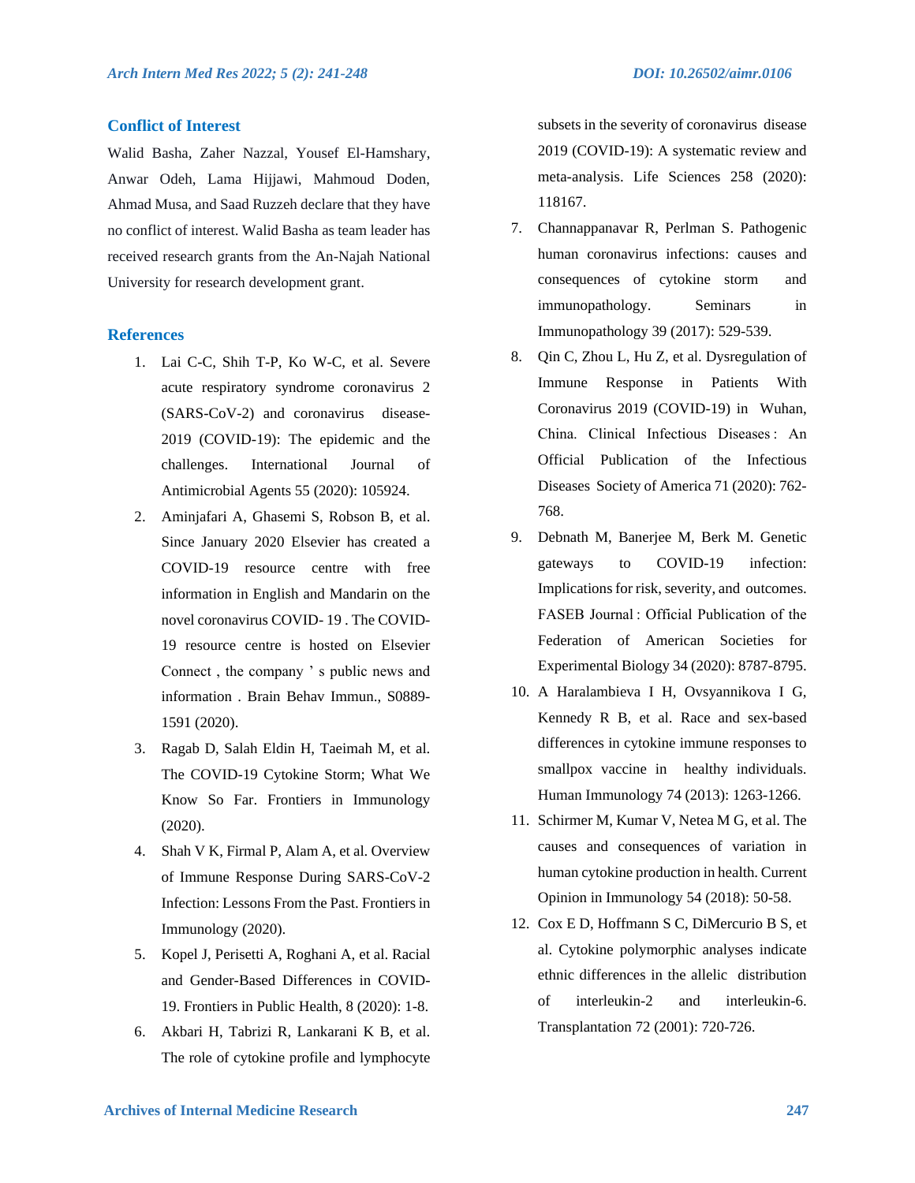## Conflict of Interest

Walid Basha, Zaher Nazzal, Yousef El-Hamshary, Anwar Odeh, Lama Hijjawi, Mahmoud Doden, Ahmad Musa, and Saad Ruzzeh declare that they have no conflict of interest. Walid Basha as team leader has received research grants from the An-Najah National University for research development grant.

## References

1. Lai C-C, Shih T-P, Ko W-C, et al. Severe acute respiratory syndrome coronavirus 2 (SARS-CoV-2) and coronavirus disease-2019 (COVID-19): The epidemic and the challenges. International Journal of Antimicrobial Agents 55 (2020): 105924.
2. Aminjafari A, Ghasemi S, Robson B, et al. Since January 2020 Elsevier has created a COVID-19 resource centre with free information in English and Mandarin on the novel coronavirus COVID- 19 . The COVID-19 resource centre is hosted on Elsevier Connect , the company ' s public news and information . Brain Behav Immun., S0889-1591 (2020).
3. Ragab D, Salah Eldin H, Taeimah M, et al. The COVID-19 Cytokine Storm; What We Know So Far. Frontiers in Immunology (2020).
4. Shah V K, Firmal P, Alam A, et al. Overview of Immune Response During SARS-CoV-2 Infection: Lessons From the Past. Frontiers in Immunology (2020).
5. Kopel J, Perisetti A, Roghani A, et al. Racial and Gender-Based Differences in COVID-19. Frontiers in Public Health, 8 (2020): 1-8.
6. Akbari H, Tabrizi R, Lankarani K B, et al. The role of cytokine profile and lymphocyte subsets in the severity of coronavirus disease 2019 (COVID-19): A systematic review and meta-analysis. Life Sciences 258 (2020): 118167.
7. Channappanavar R, Perlman S. Pathogenic human coronavirus infections: causes and consequences of cytokine storm and immunopathology. Seminars in Immunopathology 39 (2017): 529-539.
8. Qin C, Zhou L, Hu Z, et al. Dysregulation of Immune Response in Patients With Coronavirus 2019 (COVID-19) in Wuhan, China. Clinical Infectious Diseases : An Official Publication of the Infectious Diseases Society of America 71 (2020): 762-768.
9. Debnath M, Banerjee M, Berk M. Genetic gateways to COVID-19 infection: Implications for risk, severity, and outcomes. FASEB Journal : Official Publication of the Federation of American Societies for Experimental Biology 34 (2020): 8787-8795.
10. A Haralambieva I H, Ovsyannikova I G, Kennedy R B, et al. Race and sex-based differences in cytokine immune responses to smallpox vaccine in healthy individuals. Human Immunology 74 (2013): 1263-1266.
11. Schirmer M, Kumar V, Netea M G, et al. The causes and consequences of variation in human cytokine production in health. Current Opinion in Immunology 54 (2018): 50-58.
12. Cox E D, Hoffmann S C, DiMercurio B S, et al. Cytokine polymorphic analyses indicate ethnic differences in the allelic distribution of interleukin-2 and interleukin-6. Transplantation 72 (2001): 720-726.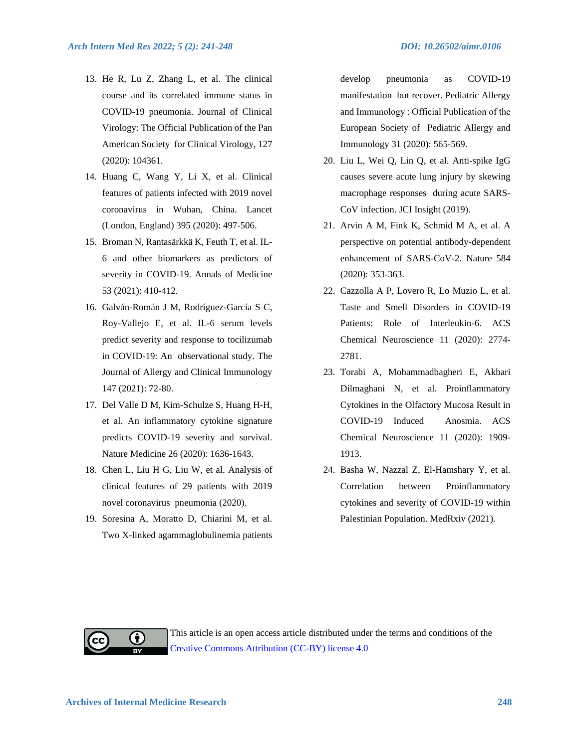13. He R, Lu Z, Zhang L, et al. The clinical course and its correlated immune status in COVID-19 pneumonia. Journal of Clinical Virology: The Official Publication of the Pan American Society for Clinical Virology, 127 (2020): 104361.
14. Huang C, Wang Y, Li X, et al. Clinical features of patients infected with 2019 novel coronavirus in Wuhan, China. Lancet (London, England) 395 (2020): 497-506.
15. Broman N, Rantasärkkä K, Feuth T, et al. IL-6 and other biomarkers as predictors of severity in COVID-19. Annals of Medicine 53 (2021): 410-412.
16. Galván-Román J M, Rodríguez-García S C, Roy-Vallejo E, et al. IL-6 serum levels predict severity and response to tocilizumab in COVID-19: An observational study. The Journal of Allergy and Clinical Immunology 147 (2021): 72-80.
17. Del Valle D M, Kim-Schulze S, Huang H-H, et al. An inflammatory cytokine signature predicts COVID-19 severity and survival. Nature Medicine 26 (2020): 1636-1643.
18. Chen L, Liu H G, Liu W, et al. Analysis of clinical features of 29 patients with 2019 novel coronavirus pneumonia (2020).
19. Soresina A, Moratto D, Chiarini M, et al. Two X-linked agammaglobulinemia patients develop pneumonia as COVID-19 manifestation but recover. Pediatric Allergy and Immunology : Official Publication of the European Society of Pediatric Allergy and Immunology 31 (2020): 565-569.
20. Liu L, Wei Q, Lin Q, et al. Anti-spike IgG causes severe acute lung injury by skewing macrophage responses during acute SARS-CoV infection. JCI Insight (2019).
21. Arvin A M, Fink K, Schmid M A, et al. A perspective on potential antibody-dependent enhancement of SARS-CoV-2. Nature 584 (2020): 353-363.
22. Cazzolla A P, Lovero R, Lo Muzio L, et al. Taste and Smell Disorders in COVID-19 Patients: Role of Interleukin-6. ACS Chemical Neuroscience 11 (2020): 2774-2781.
23. Torabi A, Mohammadbagheri E, Akbari Dilmaghani N, et al. Proinflammatory Cytokines in the Olfactory Mucosa Result in COVID-19 Induced Anosmia. ACS Chemical Neuroscience 11 (2020): 1909-1913.
24. Basha W, Nazzal Z, El-Hamshary Y, et al. Correlation between Proinflammatory cytokines and severity of COVID-19 within Palestinian Population. MedRxiv (2021).

This article is an open access article distributed under the terms and conditions of the [Creative Commons Attribution (CC-BY) license 4.0]